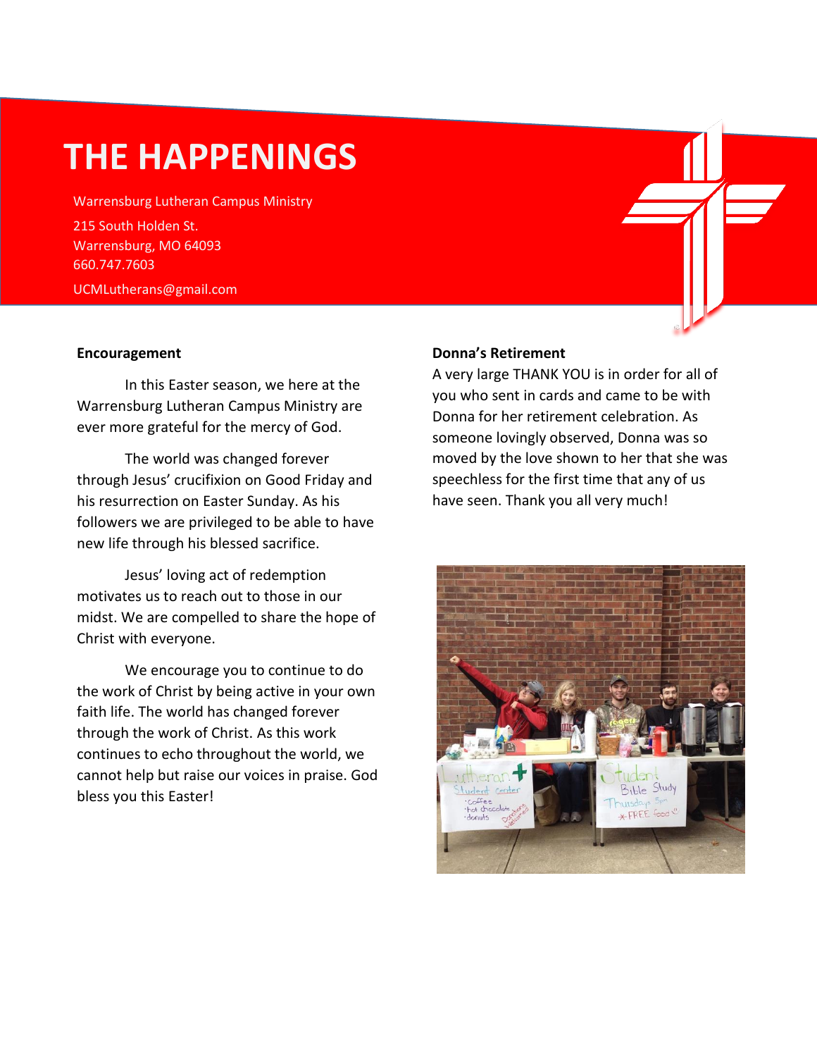# THE HAPPENINGS

Warrensburg Lutheran Campus Ministry

215 South Holden St.
Warrensburg, MO 64093
660.747.7603

UCMLutherans@gmail.com

**Encouragement**

In this Easter season, we here at the Warrensburg Lutheran Campus Ministry are ever more grateful for the mercy of God.

The world was changed forever through Jesus' crucifixion on Good Friday and his resurrection on Easter Sunday. As his followers we are privileged to be able to have new life through his blessed sacrifice.

Jesus' loving act of redemption motivates us to reach out to those in our midst. We are compelled to share the hope of Christ with everyone.

We encourage you to continue to do the work of Christ by being active in your own faith life. The world has changed forever through the work of Christ. As this work continues to echo throughout the world, we cannot help but raise our voices in praise. God bless you this Easter!

**Donna's Retirement**

A very large THANK YOU is in order for all of you who sent in cards and came to be with Donna for her retirement celebration. As someone lovingly observed, Donna was so moved by the love shown to her that she was speechless for the first time that any of us have seen. Thank you all very much!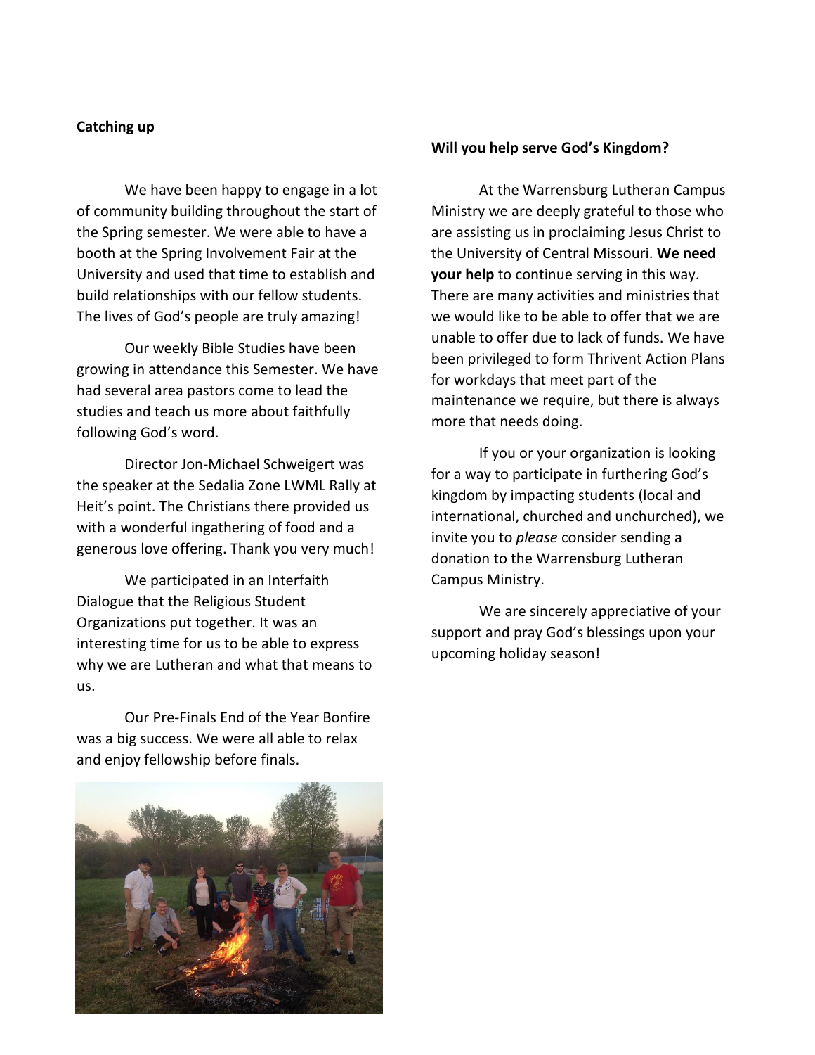## Catching up

We have been happy to engage in a lot of community building throughout the start of the Spring semester. We were able to have a booth at the Spring Involvement Fair at the University and used that time to establish and build relationships with our fellow students. The lives of God's people are truly amazing!

Our weekly Bible Studies have been growing in attendance this Semester. We have had several area pastors come to lead the studies and teach us more about faithfully following God's word.

Director Jon-Michael Schweigert was the speaker at the Sedalia Zone LWML Rally at Heit's point. The Christians there provided us with a wonderful ingathering of food and a generous love offering. Thank you very much!

We participated in an Interfaith Dialogue that the Religious Student Organizations put together. It was an interesting time for us to be able to express why we are Lutheran and what that means to us.

Our Pre-Finals End of the Year Bonfire was a big success. We were all able to relax and enjoy fellowship before finals.

## Will you help serve God's Kingdom?

At the Warrensburg Lutheran Campus Ministry we are deeply grateful to those who are assisting us in proclaiming Jesus Christ to the University of Central Missouri. **We need your help** to continue serving in this way. There are many activities and ministries that we would like to be able to offer that we are unable to offer due to lack of funds. We have been privileged to form Thrivent Action Plans for workdays that meet part of the maintenance we require, but there is always more that needs doing.

If you or your organization is looking for a way to participate in furthering God's kingdom by impacting students (local and international, churched and unchurched), we invite you to *please* consider sending a donation to the Warrensburg Lutheran Campus Ministry.

We are sincerely appreciative of your support and pray God's blessings upon your upcoming holiday season!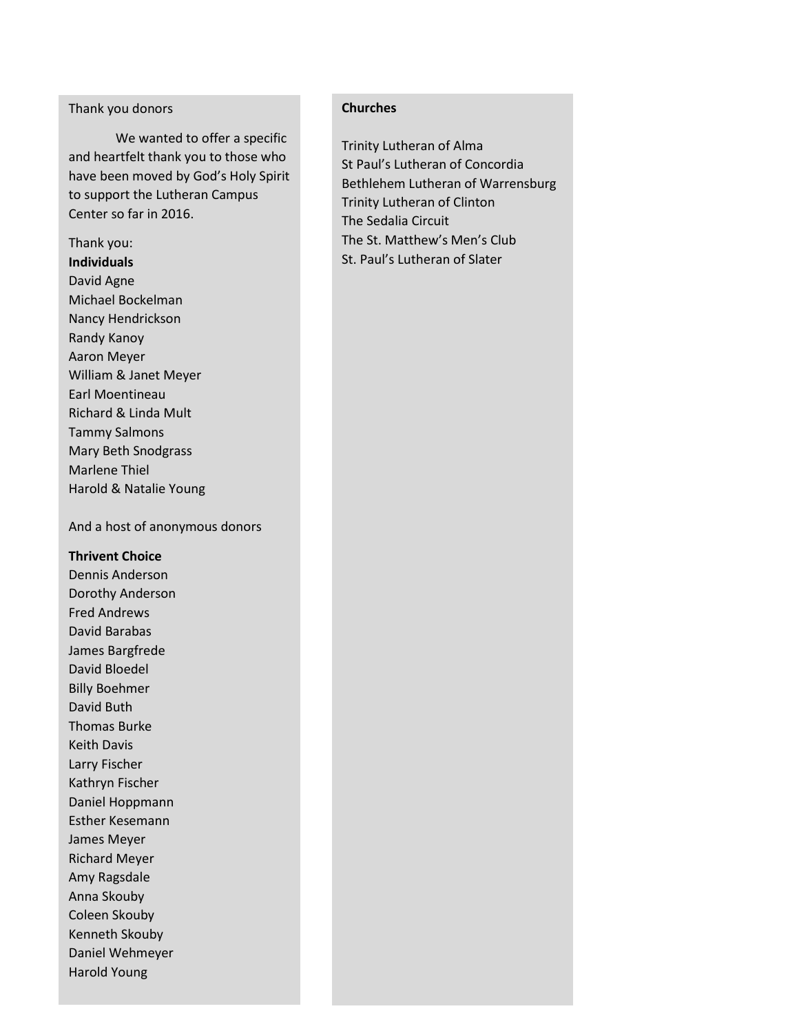Thank you donors

We wanted to offer a specific and heartfelt thank you to those who have been moved by God's Holy Spirit to support the Lutheran Campus Center so far in 2016.

Thank you:

**Individuals**

David Agne
Michael Bockelman
Nancy Hendrickson
Randy Kanoy
Aaron Meyer
William & Janet Meyer
Earl Moentineau
Richard & Linda Mult
Tammy Salmons
Mary Beth Snodgrass
Marlene Thiel
Harold & Natalie Young

And a host of anonymous donors

**Thrivent Choice**

Dennis Anderson
Dorothy Anderson
Fred Andrews
David Barabas
James Bargfrede
David Bloedel
Billy Boehmer
David Buth
Thomas Burke
Keith Davis
Larry Fischer
Kathryn Fischer
Daniel Hoppmann
Esther Kesemann
James Meyer
Richard Meyer
Amy Ragsdale
Anna Skouby
Coleen Skouby
Kenneth Skouby
Daniel Wehmeyer
Harold Young

**Churches**

Trinity Lutheran of Alma
St Paul's Lutheran of Concordia
Bethlehem Lutheran of Warrensburg
Trinity Lutheran of Clinton
The Sedalia Circuit
The St. Matthew's Men's Club
St. Paul's Lutheran of Slater